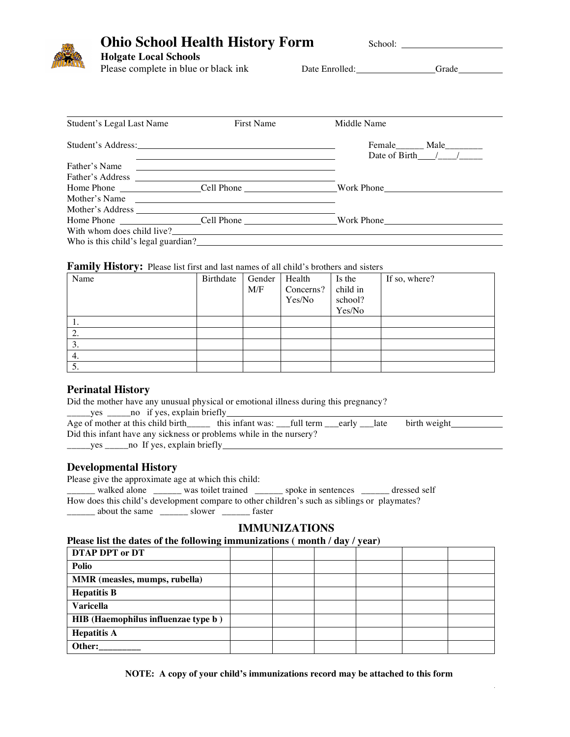# Ohio School Health History Form

**Holgate Local Schools**

Please complete in blue or black ink

School: ____________________

Date Enrolled: ________________ Grade ________

---

Student's Legal Last Name                First Name                Middle Name

Student's Address: ________________________________________

________________________________________

Female______ Male________

Date of Birth____/____/_____

Father's Name ________________________________________

Father's Address ________________________________________

Home Phone ________________ Cell Phone ________________ Work Phone ________________

Mother's Name ________________________________________

Mother's Address ________________________________________

Home Phone ________________ Cell Phone ________________ Work Phone ________________

With whom does child live? ________________________________________

Who is this child's legal guardian? ________________________________________

### Family History: Please list first and last names of all child's brothers and sisters

| Name | Birthdate | Gender M/F | Health Concerns? Yes/No | Is the child in school? Yes/No | If so, where? |
|---|---|---|---|---|---|
| 1. | | | | | |
| 2. | | | | | |
| 3. | | | | | |
| 4. | | | | | |
| 5. | | | | | |

### Perinatal History

Did the mother have any unusual physical or emotional illness during this pregnancy?

_____yes _____no if yes, explain briefly ________________________________________

Age of mother at this child birth_____ this infant was: ___full term ___early ___late birth weight__________

Did this infant have any sickness or problems while in the nursery?

_____yes _____no If yes, explain briefly ________________________________________

### Developmental History

Please give the approximate age at which this child:

______ walked alone ______ was toilet trained ______ spoke in sentences ______ dressed self

How does this child's development compare to other children's such as siblings or playmates?

______ about the same ______ slower ______ faster

## IMMUNIZATIONS

**Please list the dates of the following immunizations ( month / day / year)**

| | | | | | | |
|---|---|---|---|---|---|---|
| **DTAP DPT or DT** | | | | | | |
| **Polio** | | | | | | |
| **MMR (measles, mumps, rubella)** | | | | | | |
| **Hepatitis B** | | | | | | |
| **Varicella** | | | | | | |
| **HIB (Haemophilus influenzae type b )** | | | | | | |
| **Hepatitis A** | | | | | | |
| **Other:_________** | | | | | | |

**NOTE: A copy of your child's immunizations record may be attached to this form**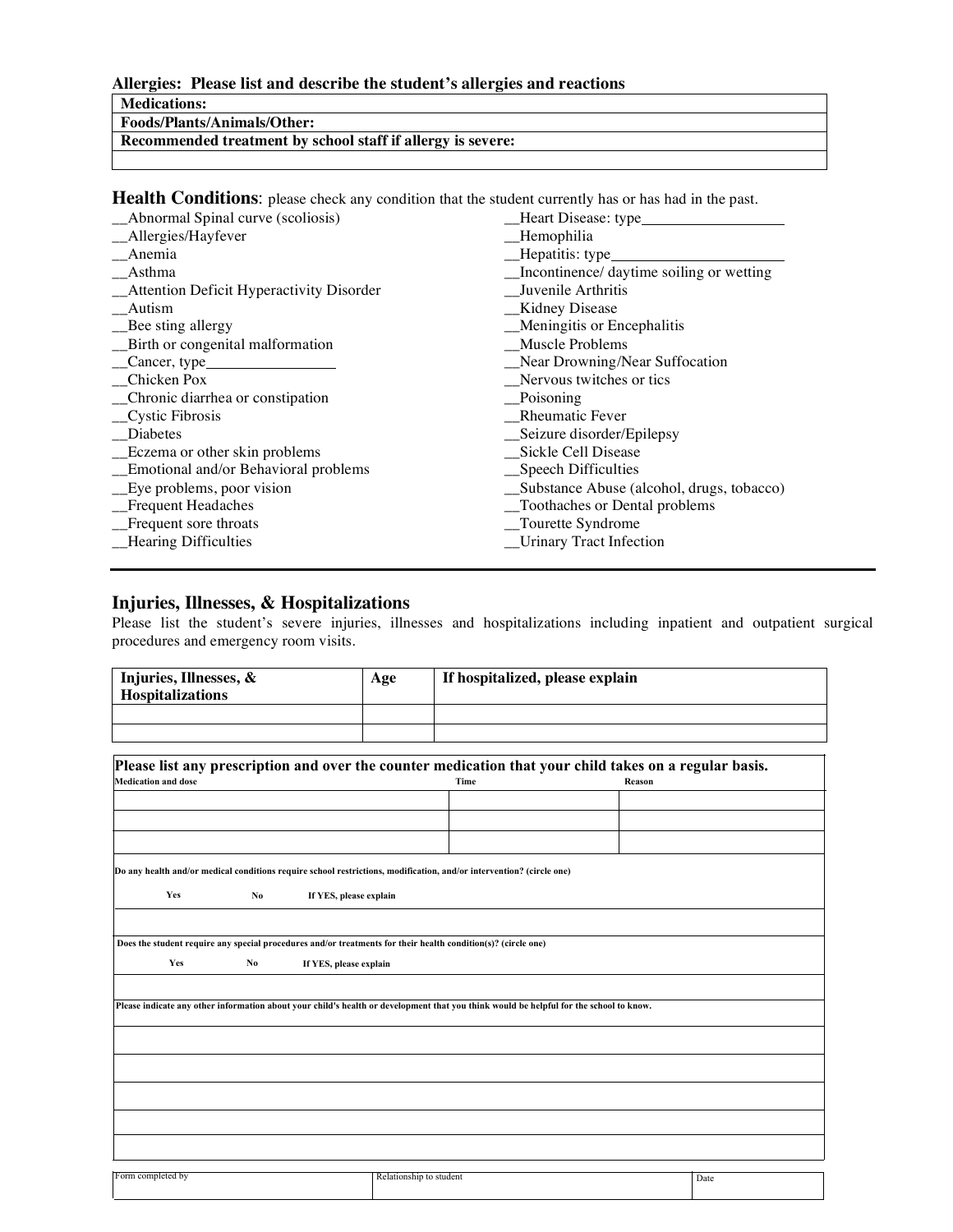**Allergies: Please list and describe the student's allergies and reactions**

| |
|---|
| **Medications:** |
| **Foods/Plants/Animals/Other:** |
| **Recommended treatment by school staff if allergy is severe:** |
| |

## Health Conditions: please check any condition that the student currently has or has had in the past.

__Abnormal Spinal curve (scoliosis)
__Allergies/Hayfever
__Anemia
__Asthma
__Attention Deficit Hyperactivity Disorder
__Autism
__Bee sting allergy
__Birth or congenital malformation
__Cancer, type__________
__Chicken Pox
__Chronic diarrhea or constipation
__Cystic Fibrosis
__Diabetes
__Eczema or other skin problems
__Emotional and/or Behavioral problems
__Eye problems, poor vision
__Frequent Headaches
__Frequent sore throats
__Hearing Difficulties
__Heart Disease: type__________
__Hemophilia
__Hepatitis: type__________
__Incontinence/ daytime soiling or wetting
__Juvenile Arthritis
__Kidney Disease
__Meningitis or Encephalitis
__Muscle Problems
__Near Drowning/Near Suffocation
__Nervous twitches or tics
__Poisoning
__Rheumatic Fever
__Seizure disorder/Epilepsy
__Sickle Cell Disease
__Speech Difficulties
__Substance Abuse (alcohol, drugs, tobacco)
__Toothaches or Dental problems
__Tourette Syndrome
__Urinary Tract Infection

## Injuries, Illnesses, & Hospitalizations

Please list the student's severe injuries, illnesses and hospitalizations including inpatient and outpatient surgical procedures and emergency room visits.

| Injuries, Illnesses, & Hospitalizations | Age | If hospitalized, please explain |
|---|---|---|
| | | |
| | | |

**Please list any prescription and over the counter medication that your child takes on a regular basis.**

| Medication and dose | Time | Reason |
|---|---|---|
| | | |
| | | |
| | | |

**Do any health and/or medical conditions require school restrictions, modification, and/or intervention? (circle one)**

**Yes** **No** **If YES, please explain**

**Does the student require any special procedures and/or treatments for their health condition(s)? (circle one)**

**Yes** **No** **If YES, please explain**

**Please indicate any other information about your child's health or development that you think would be helpful for the school to know.**

| Form completed by | Relationship to student | Date |
|---|---|---|
| | | |